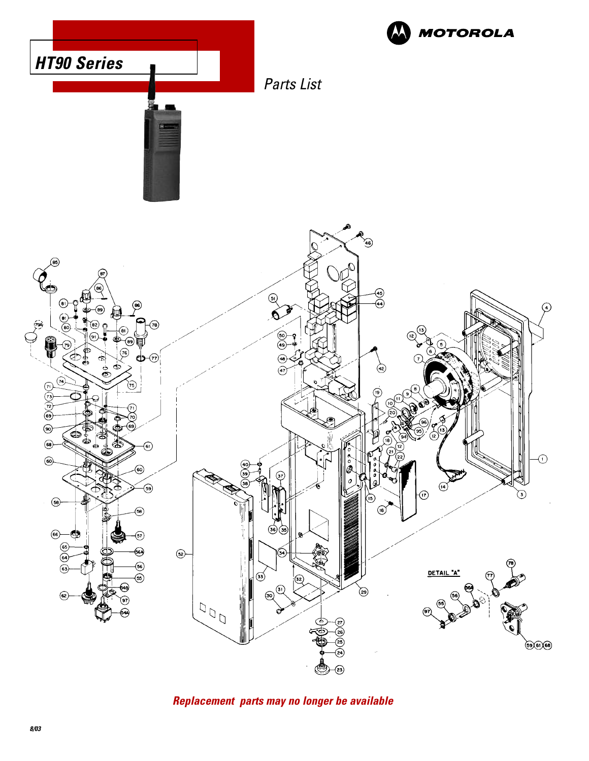# HT90 Series

MOTOROLA

## Parts List

DETAIL "A"

***Replacement parts may no longer be available***

8/03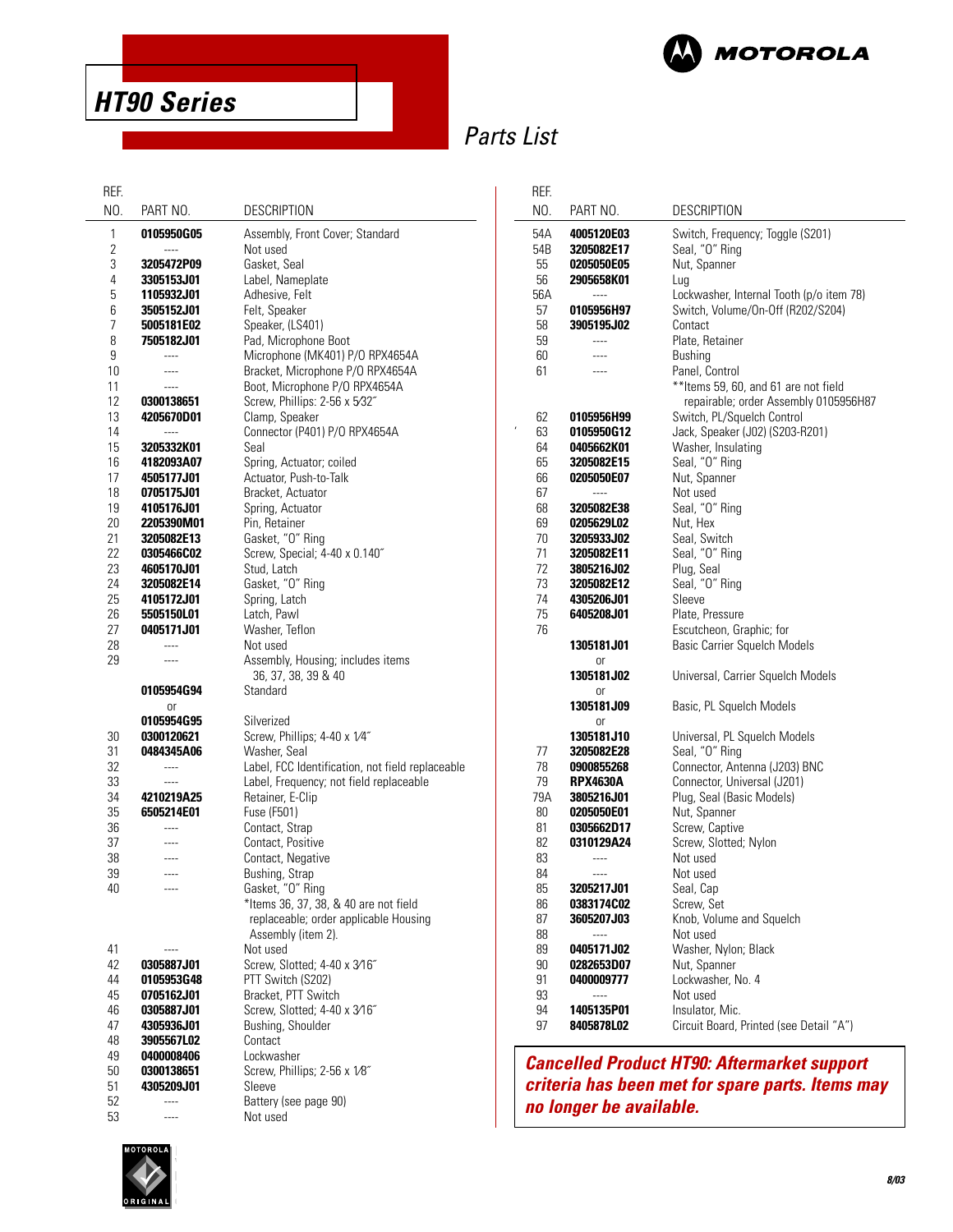# HT90 Series

## Parts List

| REF. NO. | PART NO. | DESCRIPTION |
|---|---|---|
| 1 | **0105950G05** | Assembly, Front Cover; Standard |
| 2 | ---- | Not used |
| 3 | **3205472P09** | Gasket, Seal |
| 4 | **3305153J01** | Label, Nameplate |
| 5 | **1105932J01** | Adhesive, Felt |
| 6 | **3505152J01** | Felt, Speaker |
| 7 | **5005181E02** | Speaker, (LS401) |
| 8 | **7505182J01** | Pad, Microphone Boot |
| 9 | ---- | Microphone (MK401) P/O RPX4654A |
| 10 | ---- | Bracket, Microphone P/O RPX4654A |
| 11 | ---- | Boot, Microphone P/O RPX4654A |
| 12 | **0300138651** | Screw, Phillips: 2-56 x 5⁄32˝ |
| 13 | **4205670D01** | Clamp, Speaker |
| 14 | ---- | Connector (P401) P/O RPX4654A |
| 15 | **3205332K01** | Seal |
| 16 | **4182093A07** | Spring, Actuator; coiled |
| 17 | **4505177J01** | Actuator, Push-to-Talk |
| 18 | **0705175J01** | Bracket, Actuator |
| 19 | **4105176J01** | Spring, Actuator |
| 20 | **2205390M01** | Pin, Retainer |
| 21 | **3205082E13** | Gasket, "O" Ring |
| 22 | **0305466C02** | Screw, Special; 4-40 x 0.140˝ |
| 23 | **4605170J01** | Stud, Latch |
| 24 | **3205082E14** | Gasket, "O" Ring |
| 25 | **4105172J01** | Spring, Latch |
| 26 | **5505150L01** | Latch, Pawl |
| 27 | **0405171J01** | Washer, Teflon |
| 28 | ---- | Not used |
| 29 | ---- | Assembly, Housing; includes items 36, 37, 38, 39 & 40 |
| | **0105954G94** | Standard |
| | or | |
| | **0105954G95** | Silverized |
| 30 | **0300120621** | Screw, Phillips; 4-40 x 1⁄4˝ |
| 31 | **0484345A06** | Washer, Seal |
| 32 | ---- | Label, FCC Identification, not field replaceable |
| 33 | ---- | Label, Frequency; not field replaceable |
| 34 | **4210219A25** | Retainer, E-Clip |
| 35 | **6505214E01** | Fuse (F501) |
| 36 | ---- | Contact, Strap |
| 37 | ---- | Contact, Positive |
| 38 | ---- | Contact, Negative |
| 39 | ---- | Bushing, Strap |
| 40 | ---- | Gasket, "O" Ring |
| | | *Items 36, 37, 38, & 40 are not field replaceable; order applicable Housing Assembly (item 2). |
| 41 | ---- | Not used |
| 42 | **0305887J01** | Screw, Slotted; 4-40 x 3⁄16˝ |
| 44 | **0105953G48** | PTT Switch (S202) |
| 45 | **0705162J01** | Bracket, PTT Switch |
| 46 | **0305887J01** | Screw, Slotted; 4-40 x 3⁄16˝ |
| 47 | **4305936J01** | Bushing, Shoulder |
| 48 | **3905567L02** | Contact |
| 49 | **0400008406** | Lockwasher |
| 50 | **0300138651** | Screw, Phillips; 2-56 x 1⁄8˝ |
| 51 | **4305209J01** | Sleeve |
| 52 | ---- | Battery (see page 90) |
| 53 | ---- | Not used |
| 54A | **4005120E03** | Switch, Frequency; Toggle (S201) |
| 54B | **3205082E17** | Seal, "O" Ring |
| 55 | **0205050E05** | Nut, Spanner |
| 56 | **2905658K01** | Lug |
| 56A | ---- | Lockwasher, Internal Tooth (p/o item 78) |
| 57 | **0105956H97** | Switch, Volume/On-Off (R202/S204) |
| 58 | **3905195J02** | Contact |
| 59 | ---- | Plate, Retainer |
| 60 | ---- | Bushing |
| 61 | ---- | Panel, Control |
| | | **Items 59, 60, and 61 are not field repairable; order Assembly 0105956H87 |
| 62 | **0105956H99** | Switch, PL/Squelch Control |
| 63 | **0105950G12** | Jack, Speaker (J02) (S203-R201) |
| 64 | **0405662K01** | Washer, Insulating |
| 65 | **3205082E15** | Seal, "O" Ring |
| 66 | **0205050E07** | Nut, Spanner |
| 67 | ---- | Not used |
| 68 | **3205082E38** | Seal, "O" Ring |
| 69 | **0205629L02** | Nut, Hex |
| 70 | **3205933J02** | Seal, Switch |
| 71 | **3205082E11** | Seal, "O" Ring |
| 72 | **3805216J02** | Plug, Seal |
| 73 | **3205082E12** | Seal, "O" Ring |
| 74 | **4305206J01** | Sleeve |
| 75 | **6405208J01** | Plate, Pressure |
| 76 | | Escutcheon, Graphic; for |
| | **1305181J01** | Basic Carrier Squelch Models |
| | or | |
| | **1305181J02** | Universal, Carrier Squelch Models |
| | or | |
| | **1305181J09** | Basic, PL Squelch Models |
| | or | |
| | **1305181J10** | Universal, PL Squelch Models |
| 77 | **3205082E28** | Seal, "O" Ring |
| 78 | **0900855268** | Connector, Antenna (J203) BNC |
| 79 | **RPX4630A** | Connector, Universal (J201) |
| 79A | **3805216J01** | Plug, Seal (Basic Models) |
| 80 | **0205050E01** | Nut, Spanner |
| 81 | **0305662D17** | Screw, Captive |
| 82 | **0310129A24** | Screw, Slotted; Nylon |
| 83 | ---- | Not used |
| 84 | ---- | Not used |
| 85 | **3205217J01** | Seal, Cap |
| 86 | **0383174C02** | Screw, Set |
| 87 | **3605207J03** | Knob, Volume and Squelch |
| 88 | ---- | Not used |
| 89 | **0405171J02** | Washer, Nylon; Black |
| 90 | **0282653D07** | Nut, Spanner |
| 91 | **0400009777** | Lockwasher, No. 4 |
| 93 | ---- | Not used |
| 94 | **1405135P01** | Insulator, Mic. |
| 97 | **8405878L02** | Circuit Board, Printed (see Detail "A") |

***Cancelled Product HT90: Aftermarket support criteria has been met for spare parts. Items may no longer be available.***

8/03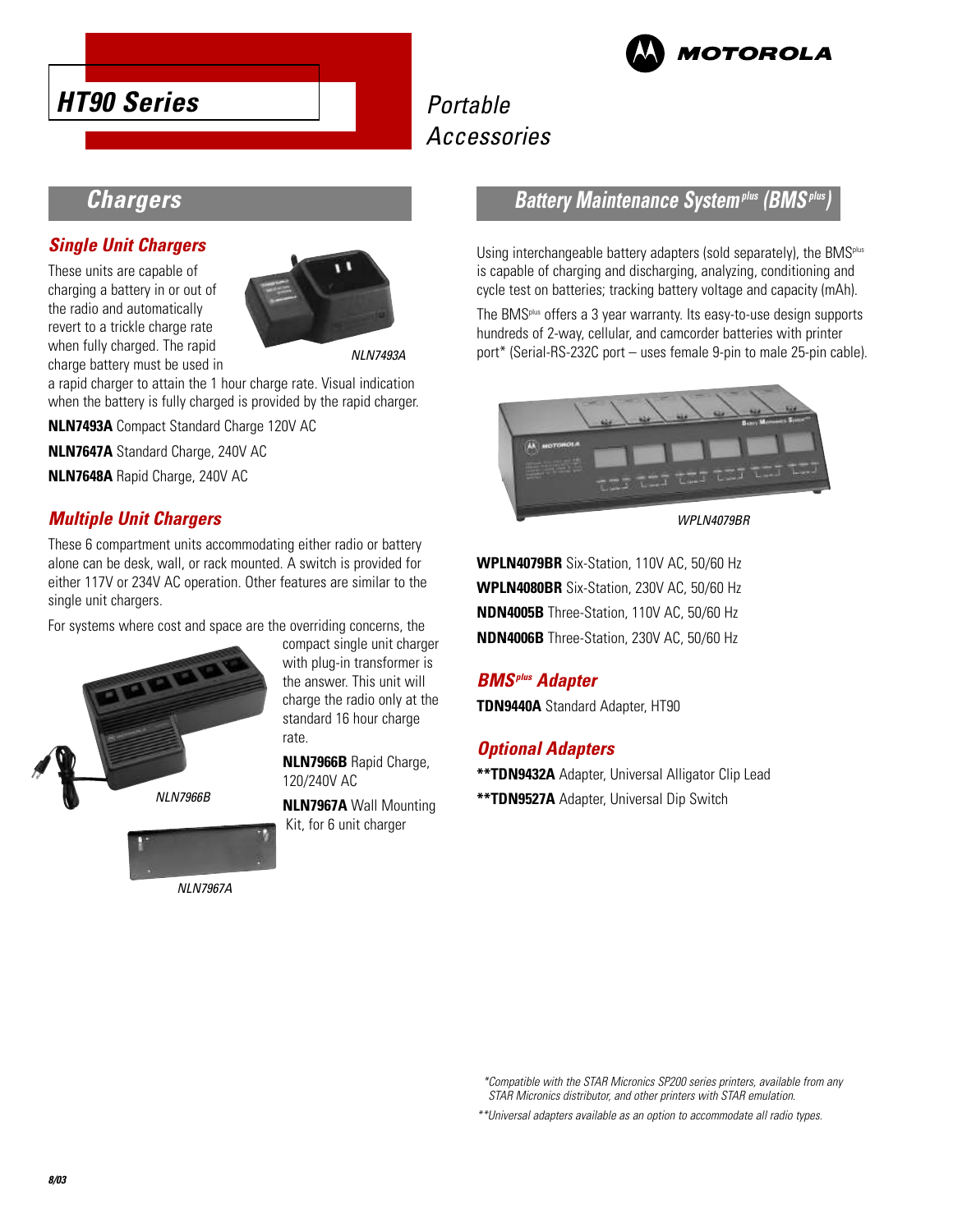# HT90 Series

Portable Accessories

## Chargers

### Single Unit Chargers

These units are capable of charging a battery in or out of the radio and automatically revert to a trickle charge rate when fully charged. The rapid charge battery must be used in a rapid charger to attain the 1 hour charge rate. Visual indication when the battery is fully charged is provided by the rapid charger.

NLN7493A

**NLN7493A** Compact Standard Charge 120V AC

**NLN7647A** Standard Charge, 240V AC

**NLN7648A** Rapid Charge, 240V AC

### Multiple Unit Chargers

These 6 compartment units accommodating either radio or battery alone can be desk, wall, or rack mounted. A switch is provided for either 117V or 234V AC operation. Other features are similar to the single unit chargers.

For systems where cost and space are the overriding concerns, the compact single unit charger with plug-in transformer is the answer. This unit will charge the radio only at the standard 16 hour charge rate.

**NLN7966B** Rapid Charge, 120/240V AC

**NLN7967A** Wall Mounting Kit, for 6 unit charger

NLN7966B

NLN7967A

## Battery Maintenance System^plus (BMS^plus)

Using interchangeable battery adapters (sold separately), the BMS^plus is capable of charging and discharging, analyzing, conditioning and cycle test on batteries; tracking battery voltage and capacity (mAh).

The BMS^plus offers a 3 year warranty. Its easy-to-use design supports hundreds of 2-way, cellular, and camcorder batteries with printer port* (Serial-RS-232C port – uses female 9-pin to male 25-pin cable).

WPLN4079BR

**WPLN4079BR** Six-Station, 110V AC, 50/60 Hz

**WPLN4080BR** Six-Station, 230V AC, 50/60 Hz

**NDN4005B** Three-Station, 110V AC, 50/60 Hz

**NDN4006B** Three-Station, 230V AC, 50/60 Hz

### BMS^plus Adapter

**TDN9440A** Standard Adapter, HT90

### Optional Adapters

****TDN9432A** Adapter, Universal Alligator Clip Lead

****TDN9527A** Adapter, Universal Dip Switch

*Compatible with the STAR Micronics SP200 series printers, available from any STAR Micronics distributor, and other printers with STAR emulation.*

***Universal adapters available as an option to accommodate all radio types.*

8/03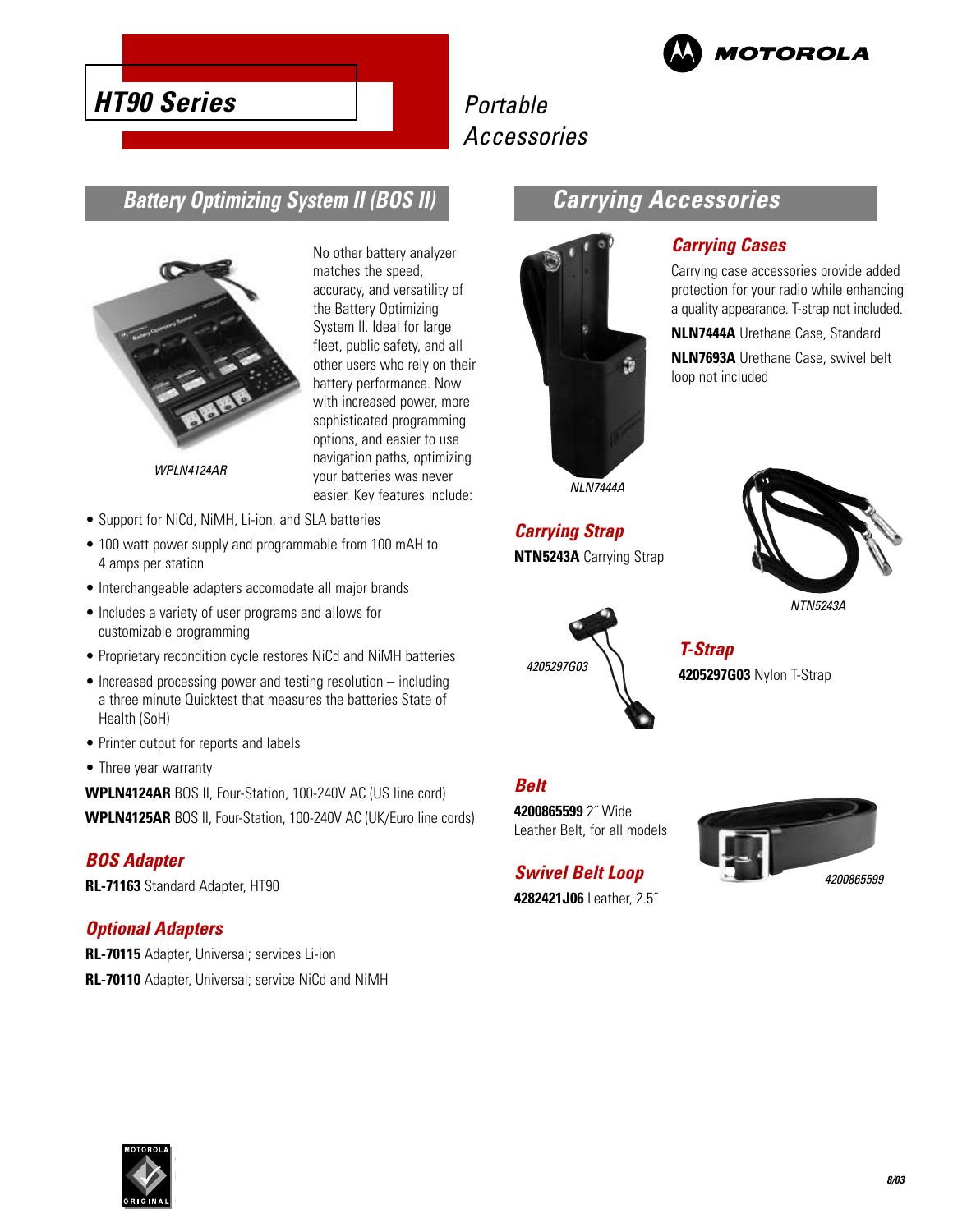# HT90 Series

Portable Accessories

## Battery Optimizing System II (BOS II)

WPLN4124AR

No other battery analyzer matches the speed, accuracy, and versatility of the Battery Optimizing System II. Ideal for large fleet, public safety, and all other users who rely on their battery performance. Now with increased power, more sophisticated programming options, and easier to use navigation paths, optimizing your batteries was never easier. Key features include:

- Support for NiCd, NiMH, Li-ion, and SLA batteries
- 100 watt power supply and programmable from 100 mAH to 4 amps per station
- Interchangeable adapters accomodate all major brands
- Includes a variety of user programs and allows for customizable programming
- Proprietary recondition cycle restores NiCd and NiMH batteries
- Increased processing power and testing resolution – including a three minute Quicktest that measures the batteries State of Health (SoH)
- Printer output for reports and labels
- Three year warranty

**WPLN4124AR** BOS II, Four-Station, 100-240V AC (US line cord)

**WPLN4125AR** BOS II, Four-Station, 100-240V AC (UK/Euro line cords)

### BOS Adapter

**RL-71163** Standard Adapter, HT90

### Optional Adapters

**RL-70115** Adapter, Universal; services Li-ion

**RL-70110** Adapter, Universal; service NiCd and NiMH

## Carrying Accessories

NLN7444A

### Carrying Cases

Carrying case accessories provide added protection for your radio while enhancing a quality appearance. T-strap not included.

**NLN7444A** Urethane Case, Standard

**NLN7693A** Urethane Case, swivel belt loop not included

### Carrying Strap

**NTN5243A** Carrying Strap

NTN5243A

4205297G03

### T-Strap

**4205297G03** Nylon T-Strap

### Belt

**4200865599** 2″ Wide Leather Belt, for all models

4200865599

### Swivel Belt Loop

**4282421J06** Leather, 2.5″

8/03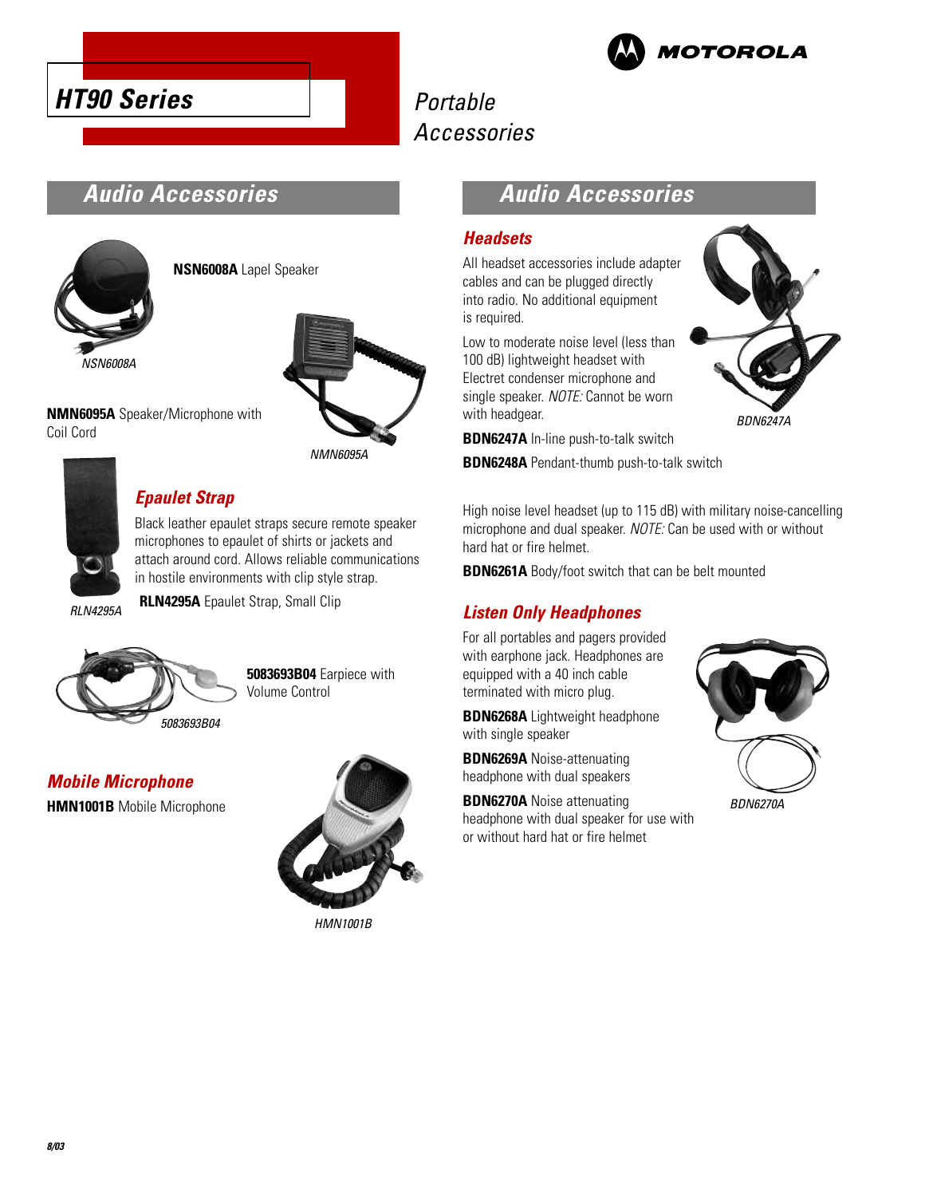# HT90 Series

Portable Accessories

## Audio Accessories

**NSN6008A** Lapel Speaker

NSN6008A

**NMN6095A** Speaker/Microphone with Coil Cord

NMN6095A

### Epaulet Strap

Black leather epaulet straps secure remote speaker microphones to epaulet of shirts or jackets and attach around cord. Allows reliable communications in hostile environments with clip style strap.

**RLN4295A** Epaulet Strap, Small Clip

RLN4295A

**5083693B04** Earpiece with Volume Control

5083693B04

### Mobile Microphone

**HMN1001B** Mobile Microphone

HMN1001B

## Audio Accessories

### Headsets

All headset accessories include adapter cables and can be plugged directly into radio. No additional equipment is required.

Low to moderate noise level (less than 100 dB) lightweight headset with Electret condenser microphone and single speaker. *NOTE:* Cannot be worn with headgear.

BDN6247A

**BDN6247A** In-line push-to-talk switch

**BDN6248A** Pendant-thumb push-to-talk switch

High noise level headset (up to 115 dB) with military noise-cancelling microphone and dual speaker. *NOTE:* Can be used with or without hard hat or fire helmet.

**BDN6261A** Body/foot switch that can be belt mounted

### Listen Only Headphones

For all portables and pagers provided with earphone jack. Headphones are equipped with a 40 inch cable terminated with micro plug.

**BDN6268A** Lightweight headphone with single speaker

**BDN6269A** Noise-attenuating headphone with dual speakers

**BDN6270A** Noise attenuating headphone with dual speaker for use with or without hard hat or fire helmet

BDN6270A

8/03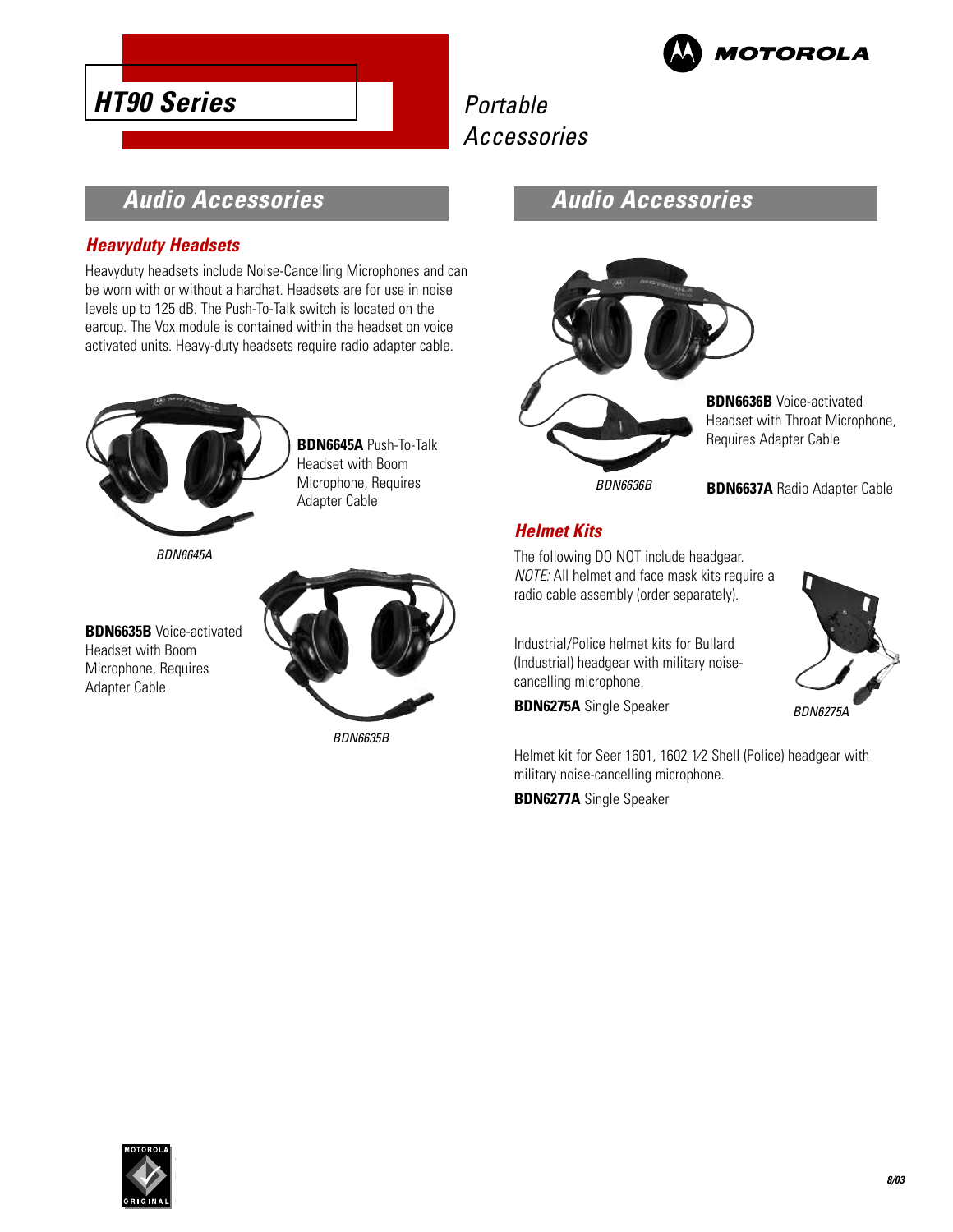# HT90 Series

Portable Accessories

## Audio Accessories

### Heavyduty Headsets

Heavyduty headsets include Noise-Cancelling Microphones and can be worn with or without a hardhat. Headsets are for use in noise levels up to 125 dB. The Push-To-Talk switch is located on the earcup. The Vox module is contained within the headset on voice activated units. Heavy-duty headsets require radio adapter cable.

**BDN6645A** Push-To-Talk Headset with Boom Microphone, Requires Adapter Cable

*BDN6645A*

**BDN6635B** Voice-activated Headset with Boom Microphone, Requires Adapter Cable

*BDN6635B*

## Audio Accessories

**BDN6636B** Voice-activated Headset with Throat Microphone, Requires Adapter Cable

*BDN6636B*

**BDN6637A** Radio Adapter Cable

### Helmet Kits

The following DO NOT include headgear.
*NOTE:* All helmet and face mask kits require a radio cable assembly (order separately).

Industrial/Police helmet kits for Bullard (Industrial) headgear with military noise-cancelling microphone.

**BDN6275A** Single Speaker

*BDN6275A*

Helmet kit for Seer 1601, 1602 1⁄2 Shell (Police) headgear with military noise-cancelling microphone.

**BDN6277A** Single Speaker

8/03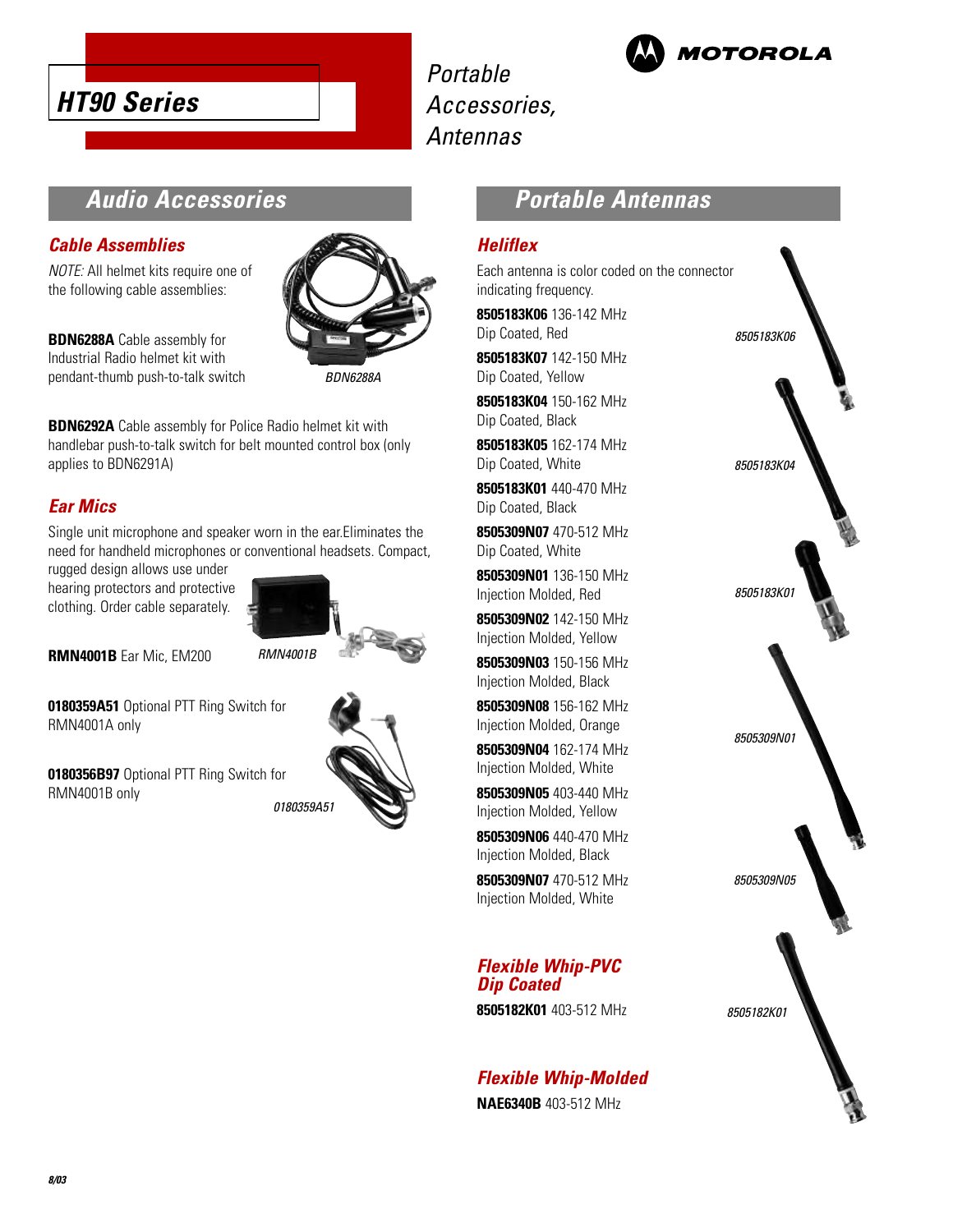# HT90 Series

*Portable Accessories, Antennas*

## Audio Accessories

### *Cable Assemblies*

*NOTE:* All helmet kits require one of the following cable assemblies:

**BDN6288A** Cable assembly for Industrial Radio helmet kit with pendant-thumb push-to-talk switch

*BDN6288A*

**BDN6292A** Cable assembly for Police Radio helmet kit with handlebar push-to-talk switch for belt mounted control box (only applies to BDN6291A)

### *Ear Mics*

Single unit microphone and speaker worn in the ear.Eliminates the need for handheld microphones or conventional headsets. Compact, rugged design allows use under hearing protectors and protective clothing. Order cable separately.

**RMN4001B** Ear Mic, EM200

*RMN4001B*

**0180359A51** Optional PTT Ring Switch for RMN4001A only

**0180356B97** Optional PTT Ring Switch for RMN4001B only

*0180359A51*

## Portable Antennas

### *Heliflex*

Each antenna is color coded on the connector indicating frequency.

**8505183K06** 136-142 MHz
Dip Coated, Red

**8505183K07** 142-150 MHz
Dip Coated, Yellow

**8505183K04** 150-162 MHz
Dip Coated, Black

**8505183K05** 162-174 MHz
Dip Coated, White

**8505183K01** 440-470 MHz
Dip Coated, Black

**8505309N07** 470-512 MHz
Dip Coated, White

**8505309N01** 136-150 MHz
Injection Molded, Red

**8505309N02** 142-150 MHz
Injection Molded, Yellow

**8505309N03** 150-156 MHz
Injection Molded, Black

**8505309N08** 156-162 MHz
Injection Molded, Orange

**8505309N04** 162-174 MHz
Injection Molded, White

**8505309N05** 403-440 MHz
Injection Molded, Yellow

**8505309N06** 440-470 MHz
Injection Molded, Black

**8505309N07** 470-512 MHz
Injection Molded, White

*8505183K06*

*8505183K04*

*8505183K01*

*8505309N01*

*8505309N05*

### *Flexible Whip-PVC Dip Coated*

**8505182K01** 403-512 MHz

*8505182K01*

### *Flexible Whip-Molded*

**NAE6340B** 403-512 MHz

8/03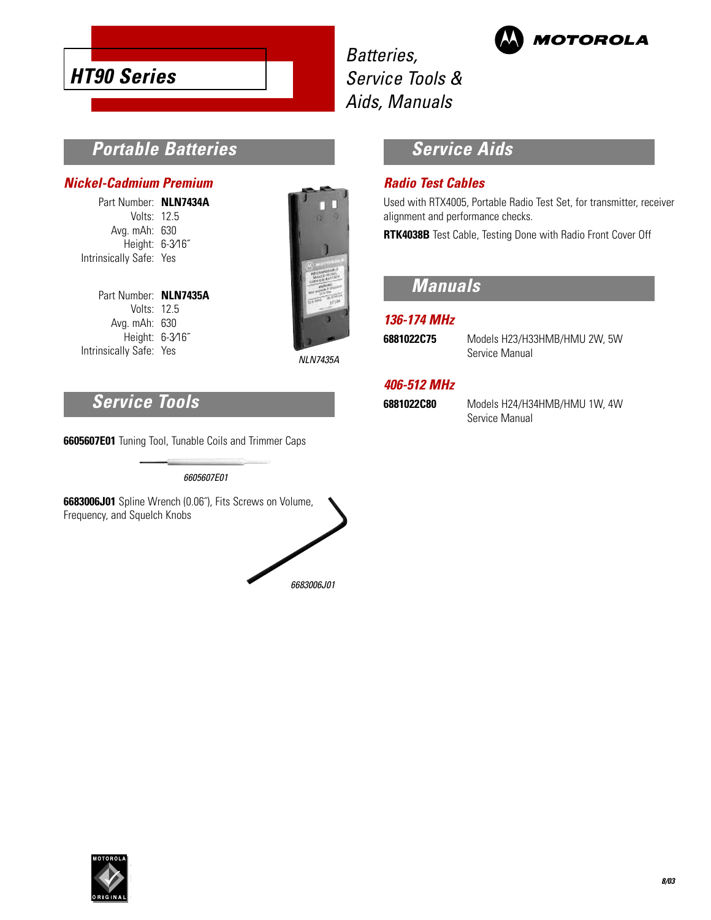# HT90 Series

*Batteries, Service Tools & Aids, Manuals*

MOTOROLA

## Portable Batteries

### *Nickel-Cadmium Premium*

Part Number: **NLN7434A**
Volts: 12.5
Avg. mAh: 630
Height: 6-3⁄16˝
Intrinsically Safe: Yes

Part Number: **NLN7435A**
Volts: 12.5
Avg. mAh: 630
Height: 6-3⁄16˝
Intrinsically Safe: Yes

*NLN7435A*

## Service Tools

**6605607E01** Tuning Tool, Tunable Coils and Trimmer Caps

*6605607E01*

**6683006J01** Spline Wrench (0.06˝), Fits Screws on Volume, Frequency, and Squelch Knobs

*6683006J01*

## Service Aids

### *Radio Test Cables*

Used with RTX4005, Portable Radio Test Set, for transmitter, receiver alignment and performance checks.

**RTK4038B** Test Cable, Testing Done with Radio Front Cover Off

## Manuals

### *136-174 MHz*

**6881022C75** Models H23/H33HMB/HMU 2W, 5W Service Manual

### *406-512 MHz*

**6881022C80** Models H24/H34HMB/HMU 1W, 4W Service Manual

8/03